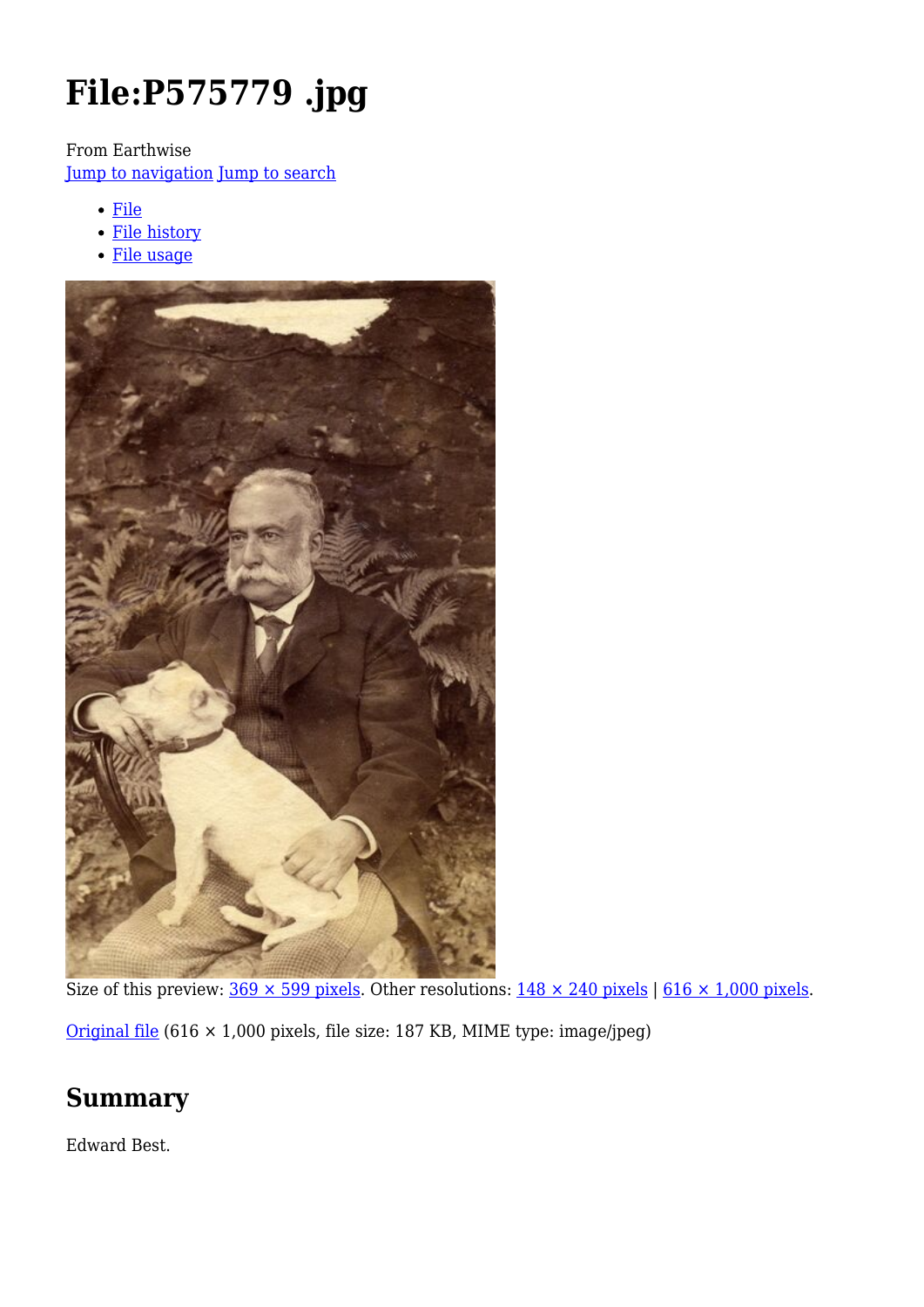# File:P575779 .jpg

From Earthwise

Jump to navigation Jump to search

- File
- File history
- File usage

Size of this preview: 369 × 599 pixels. Other resolutions: 148 × 240 pixels | 616 × 1,000 pixels.

Original file (616 × 1,000 pixels, file size: 187 KB, MIME type: image/jpeg)

## Summary

Edward Best.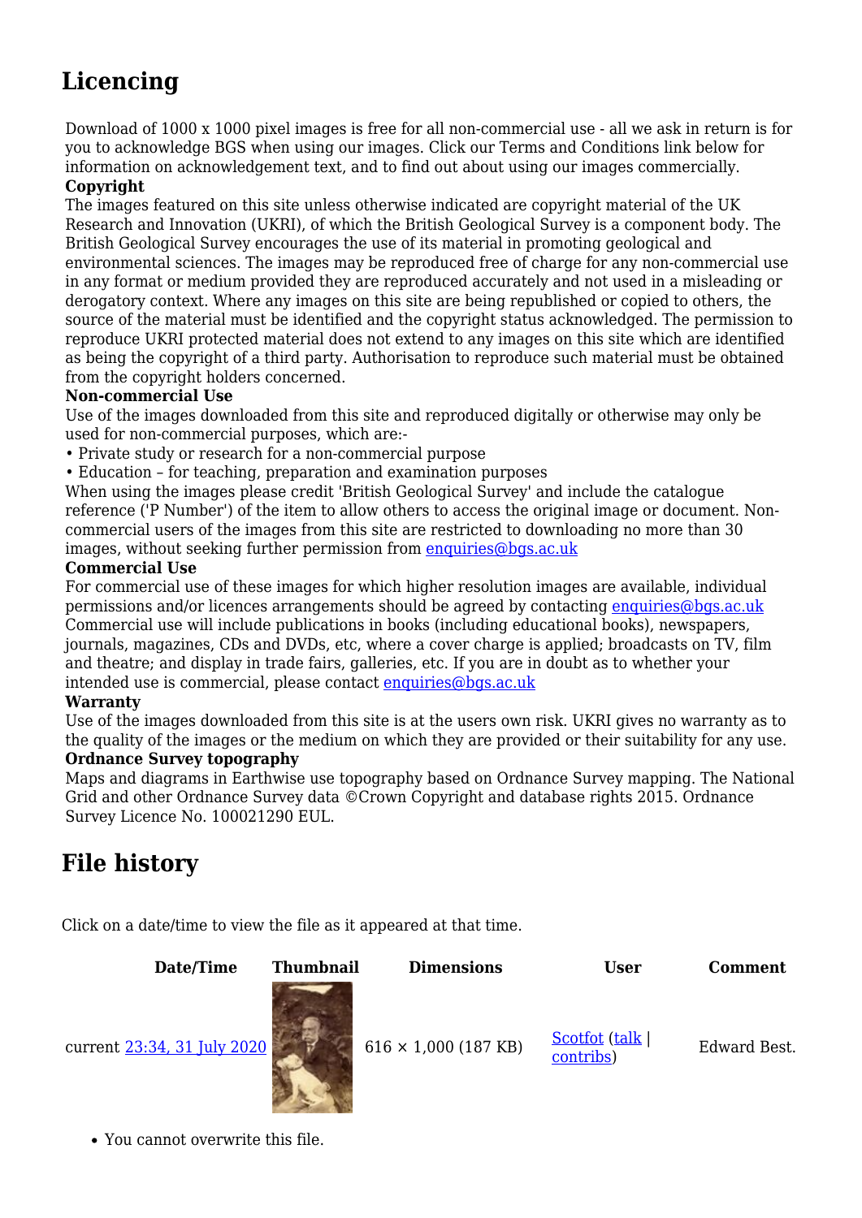## Licencing

Download of 1000 x 1000 pixel images is free for all non-commercial use - all we ask in return is for you to acknowledge BGS when using our images. Click our Terms and Conditions link below for information on acknowledgement text, and to find out about using our images commercially.

**Copyright**

The images featured on this site unless otherwise indicated are copyright material of the UK Research and Innovation (UKRI), of which the British Geological Survey is a component body. The British Geological Survey encourages the use of its material in promoting geological and environmental sciences. The images may be reproduced free of charge for any non-commercial use in any format or medium provided they are reproduced accurately and not used in a misleading or derogatory context. Where any images on this site are being republished or copied to others, the source of the material must be identified and the copyright status acknowledged. The permission to reproduce UKRI protected material does not extend to any images on this site which are identified as being the copyright of a third party. Authorisation to reproduce such material must be obtained from the copyright holders concerned.

**Non-commercial Use**

Use of the images downloaded from this site and reproduced digitally or otherwise may only be used for non-commercial purposes, which are:-

• Private study or research for a non-commercial purpose

• Education – for teaching, preparation and examination purposes

When using the images please credit 'British Geological Survey' and include the catalogue reference ('P Number') of the item to allow others to access the original image or document. Non-commercial users of the images from this site are restricted to downloading no more than 30 images, without seeking further permission from enquiries@bgs.ac.uk

**Commercial Use**

For commercial use of these images for which higher resolution images are available, individual permissions and/or licences arrangements should be agreed by contacting enquiries@bgs.ac.uk Commercial use will include publications in books (including educational books), newspapers, journals, magazines, CDs and DVDs, etc, where a cover charge is applied; broadcasts on TV, film and theatre; and display in trade fairs, galleries, etc. If you are in doubt as to whether your intended use is commercial, please contact enquiries@bgs.ac.uk

**Warranty**

Use of the images downloaded from this site is at the users own risk. UKRI gives no warranty as to the quality of the images or the medium on which they are provided or their suitability for any use.

**Ordnance Survey topography**

Maps and diagrams in Earthwise use topography based on Ordnance Survey mapping. The National Grid and other Ordnance Survey data ©Crown Copyright and database rights 2015. Ordnance Survey Licence No. 100021290 EUL.

## File history

Click on a date/time to view the file as it appeared at that time.

| | Date/Time | Thumbnail | Dimensions | User | Comment |
|---|---|---|---|---|---|
| current | 23:34, 31 July 2020 | | 616 × 1,000 (187 KB) | Scotfot (talk \| contribs) | Edward Best. |

- You cannot overwrite this file.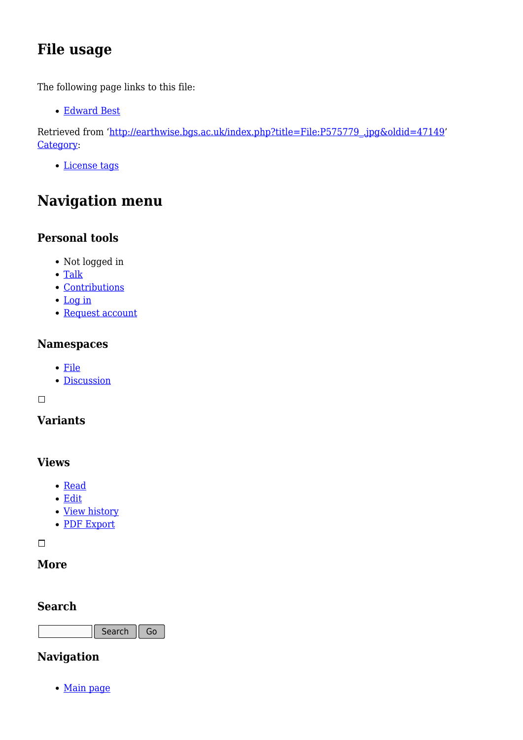## File usage

The following page links to this file:

- Edward Best

Retrieved from 'http://earthwise.bgs.ac.uk/index.php?title=File:P575779_.jpg&oldid=47149'
Category:

- License tags

# Navigation menu

### Personal tools

- Not logged in
- Talk
- Contributions
- Log in
- Request account

### Namespaces

- File
- Discussion

### Variants

### Views

- Read
- Edit
- View history
- PDF Export

### More

### Search

Search Go

### Navigation

- Main page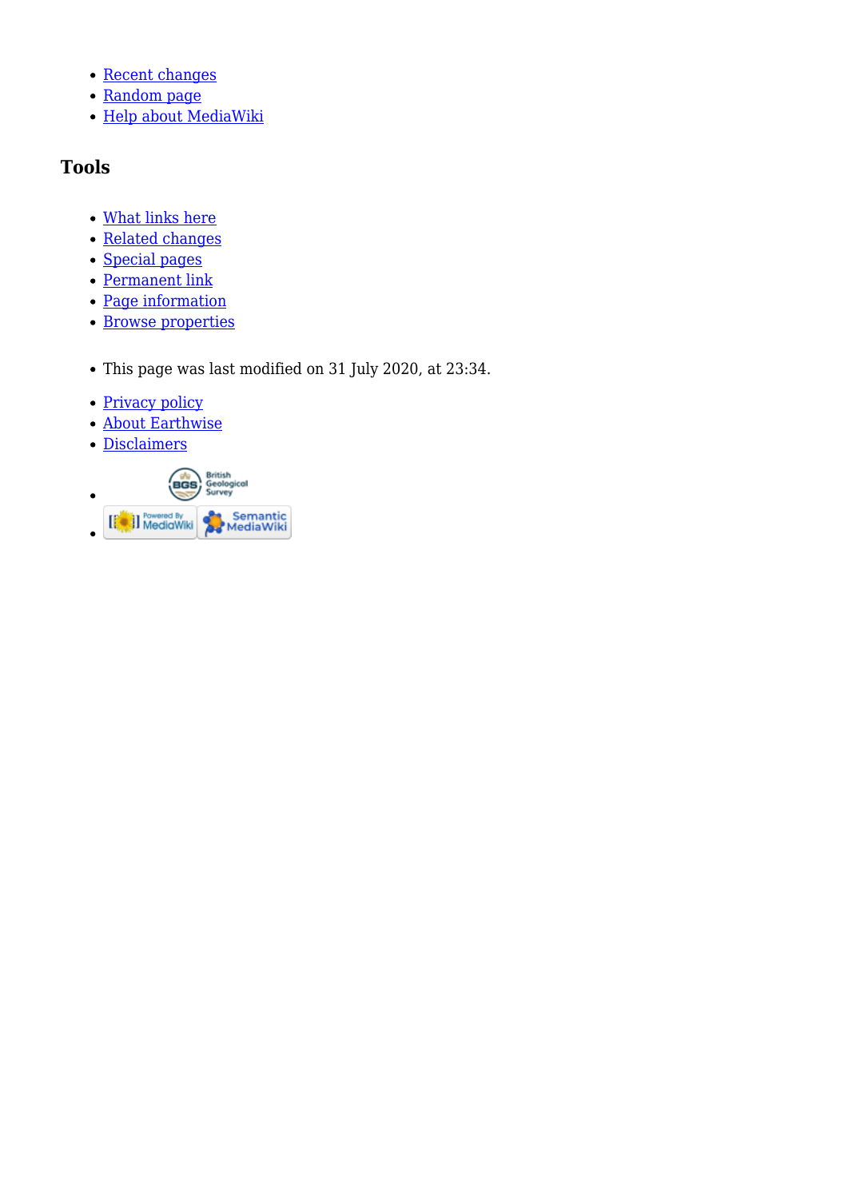- Recent changes
- Random page
- Help about MediaWiki

## Tools

- What links here
- Related changes
- Special pages
- Permanent link
- Page information
- Browse properties

- This page was last modified on 31 July 2020, at 23:34.

- Privacy policy
- About Earthwise
- Disclaimers